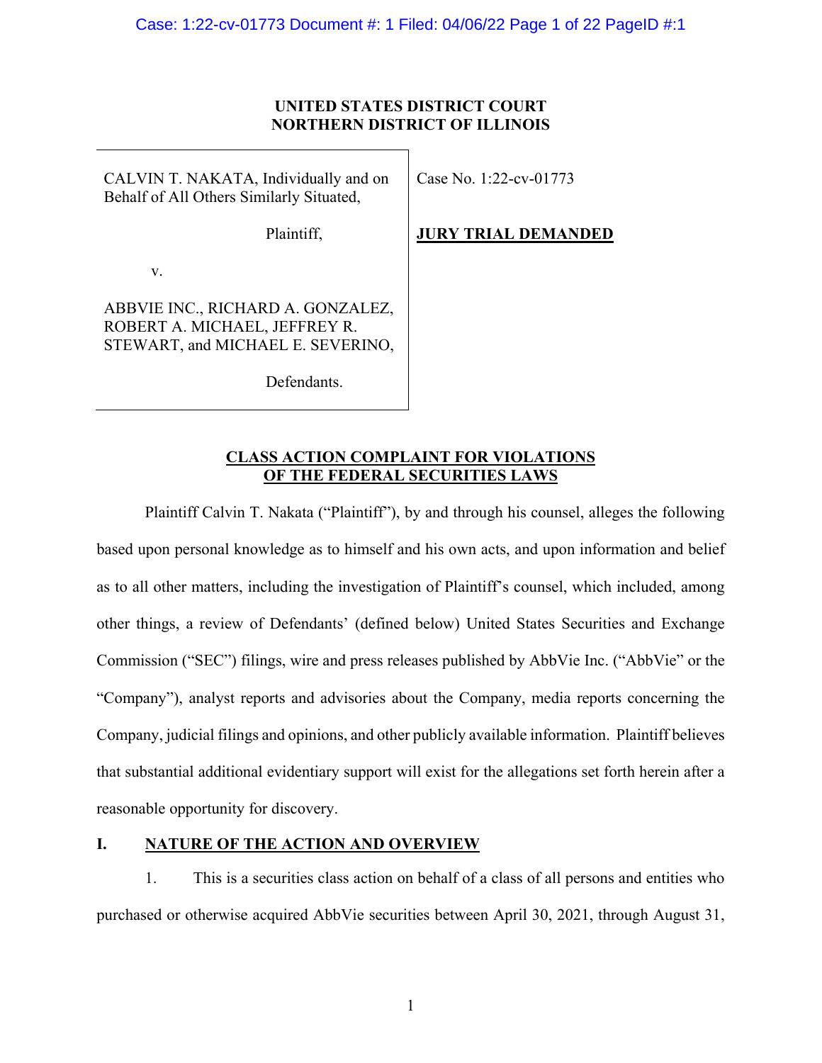**UNITED STATES DISTRICT COURT**
**NORTHERN DISTRICT OF ILLINOIS**

| | |
|---|---|
| CALVIN T. NAKATA, Individually and on Behalf of All Others Similarly Situated,<br><br>Plaintiff,<br><br>v.<br><br>ABBVIE INC., RICHARD A. GONZALEZ, ROBERT A. MICHAEL, JEFFREY R. STEWART, and MICHAEL E. SEVERINO,<br><br>Defendants. | Case No. 1:22-cv-01773<br><br>**JURY TRIAL DEMANDED** |

**CLASS ACTION COMPLAINT FOR VIOLATIONS OF THE FEDERAL SECURITIES LAWS**

Plaintiff Calvin T. Nakata ("Plaintiff"), by and through his counsel, alleges the following based upon personal knowledge as to himself and his own acts, and upon information and belief as to all other matters, including the investigation of Plaintiff's counsel, which included, among other things, a review of Defendants' (defined below) United States Securities and Exchange Commission ("SEC") filings, wire and press releases published by AbbVie Inc. ("AbbVie" or the "Company"), analyst reports and advisories about the Company, media reports concerning the Company, judicial filings and opinions, and other publicly available information. Plaintiff believes that substantial additional evidentiary support will exist for the allegations set forth herein after a reasonable opportunity for discovery.

## I. NATURE OF THE ACTION AND OVERVIEW

1. This is a securities class action on behalf of a class of all persons and entities who purchased or otherwise acquired AbbVie securities between April 30, 2021, through August 31,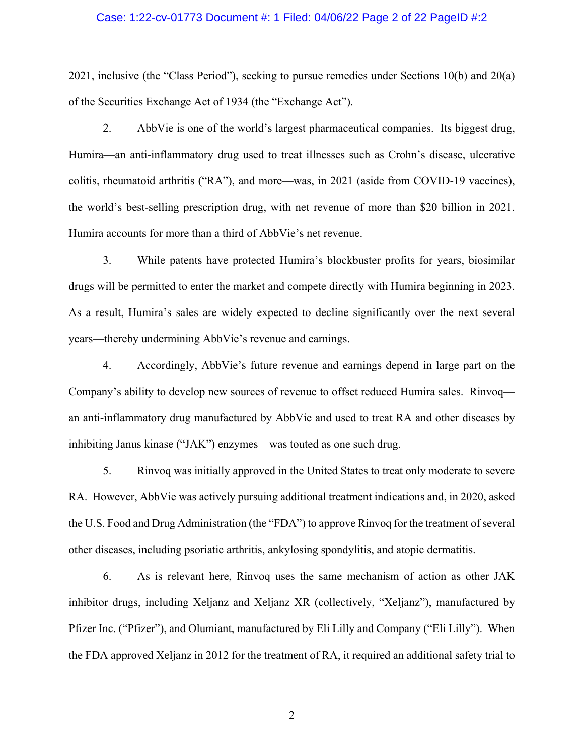2021, inclusive (the "Class Period"), seeking to pursue remedies under Sections 10(b) and 20(a) of the Securities Exchange Act of 1934 (the "Exchange Act").

2. AbbVie is one of the world's largest pharmaceutical companies. Its biggest drug, Humira—an anti-inflammatory drug used to treat illnesses such as Crohn's disease, ulcerative colitis, rheumatoid arthritis ("RA"), and more—was, in 2021 (aside from COVID-19 vaccines), the world's best-selling prescription drug, with net revenue of more than \$20 billion in 2021. Humira accounts for more than a third of AbbVie's net revenue.

3. While patents have protected Humira's blockbuster profits for years, biosimilar drugs will be permitted to enter the market and compete directly with Humira beginning in 2023. As a result, Humira's sales are widely expected to decline significantly over the next several years—thereby undermining AbbVie's revenue and earnings.

4. Accordingly, AbbVie's future revenue and earnings depend in large part on the Company's ability to develop new sources of revenue to offset reduced Humira sales. Rinvoq—an anti-inflammatory drug manufactured by AbbVie and used to treat RA and other diseases by inhibiting Janus kinase ("JAK") enzymes—was touted as one such drug.

5. Rinvoq was initially approved in the United States to treat only moderate to severe RA. However, AbbVie was actively pursuing additional treatment indications and, in 2020, asked the U.S. Food and Drug Administration (the "FDA") to approve Rinvoq for the treatment of several other diseases, including psoriatic arthritis, ankylosing spondylitis, and atopic dermatitis.

6. As is relevant here, Rinvoq uses the same mechanism of action as other JAK inhibitor drugs, including Xeljanz and Xeljanz XR (collectively, "Xeljanz"), manufactured by Pfizer Inc. ("Pfizer"), and Olumiant, manufactured by Eli Lilly and Company ("Eli Lilly"). When the FDA approved Xeljanz in 2012 for the treatment of RA, it required an additional safety trial to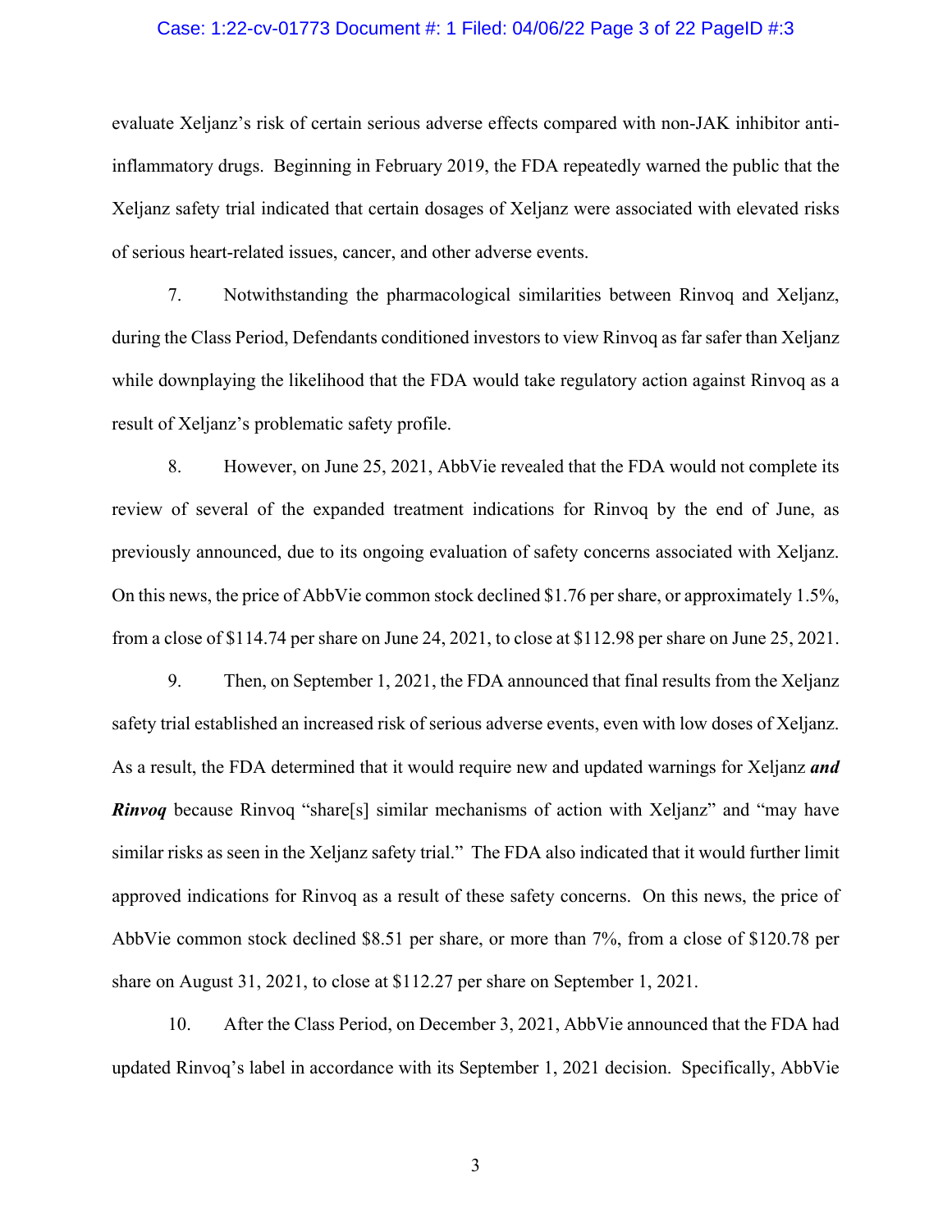evaluate Xeljanz's risk of certain serious adverse effects compared with non-JAK inhibitor anti-inflammatory drugs. Beginning in February 2019, the FDA repeatedly warned the public that the Xeljanz safety trial indicated that certain dosages of Xeljanz were associated with elevated risks of serious heart-related issues, cancer, and other adverse events.

7. Notwithstanding the pharmacological similarities between Rinvoq and Xeljanz, during the Class Period, Defendants conditioned investors to view Rinvoq as far safer than Xeljanz while downplaying the likelihood that the FDA would take regulatory action against Rinvoq as a result of Xeljanz's problematic safety profile.

8. However, on June 25, 2021, AbbVie revealed that the FDA would not complete its review of several of the expanded treatment indications for Rinvoq by the end of June, as previously announced, due to its ongoing evaluation of safety concerns associated with Xeljanz. On this news, the price of AbbVie common stock declined $1.76 per share, or approximately 1.5%, from a close of $114.74 per share on June 24, 2021, to close at $112.98 per share on June 25, 2021.

9. Then, on September 1, 2021, the FDA announced that final results from the Xeljanz safety trial established an increased risk of serious adverse events, even with low doses of Xeljanz. As a result, the FDA determined that it would require new and updated warnings for Xeljanz ***and Rinvoq*** because Rinvoq "share[s] similar mechanisms of action with Xeljanz" and "may have similar risks as seen in the Xeljanz safety trial." The FDA also indicated that it would further limit approved indications for Rinvoq as a result of these safety concerns. On this news, the price of AbbVie common stock declined $8.51 per share, or more than 7%, from a close of $120.78 per share on August 31, 2021, to close at $112.27 per share on September 1, 2021.

10. After the Class Period, on December 3, 2021, AbbVie announced that the FDA had updated Rinvoq's label in accordance with its September 1, 2021 decision. Specifically, AbbVie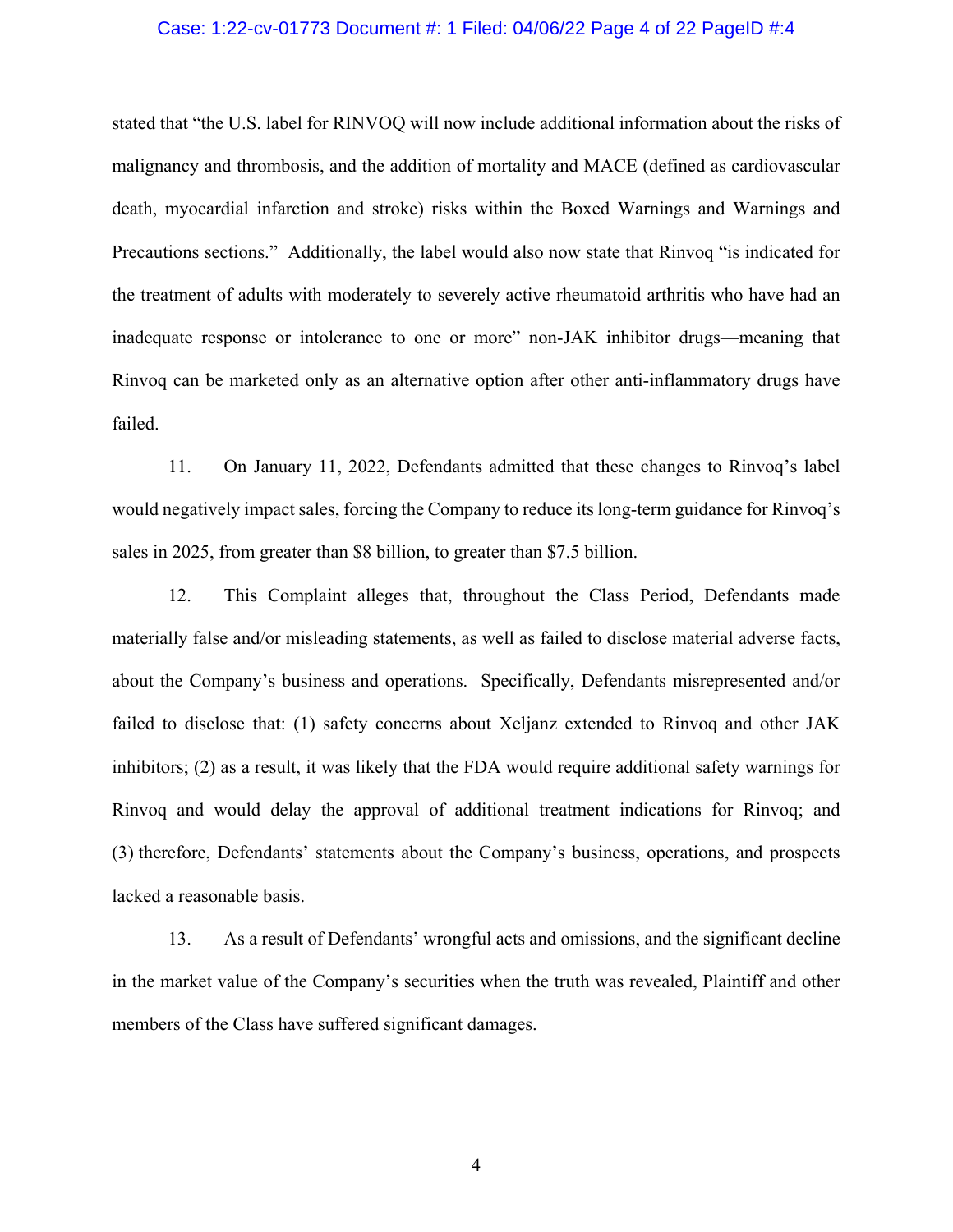stated that "the U.S. label for RINVOQ will now include additional information about the risks of malignancy and thrombosis, and the addition of mortality and MACE (defined as cardiovascular death, myocardial infarction and stroke) risks within the Boxed Warnings and Warnings and Precautions sections." Additionally, the label would also now state that Rinvoq "is indicated for the treatment of adults with moderately to severely active rheumatoid arthritis who have had an inadequate response or intolerance to one or more" non-JAK inhibitor drugs—meaning that Rinvoq can be marketed only as an alternative option after other anti-inflammatory drugs have failed.

11. On January 11, 2022, Defendants admitted that these changes to Rinvoq's label would negatively impact sales, forcing the Company to reduce its long-term guidance for Rinvoq's sales in 2025, from greater than $8 billion, to greater than $7.5 billion.

12. This Complaint alleges that, throughout the Class Period, Defendants made materially false and/or misleading statements, as well as failed to disclose material adverse facts, about the Company's business and operations. Specifically, Defendants misrepresented and/or failed to disclose that: (1) safety concerns about Xeljanz extended to Rinvoq and other JAK inhibitors; (2) as a result, it was likely that the FDA would require additional safety warnings for Rinvoq and would delay the approval of additional treatment indications for Rinvoq; and (3) therefore, Defendants' statements about the Company's business, operations, and prospects lacked a reasonable basis.

13. As a result of Defendants' wrongful acts and omissions, and the significant decline in the market value of the Company's securities when the truth was revealed, Plaintiff and other members of the Class have suffered significant damages.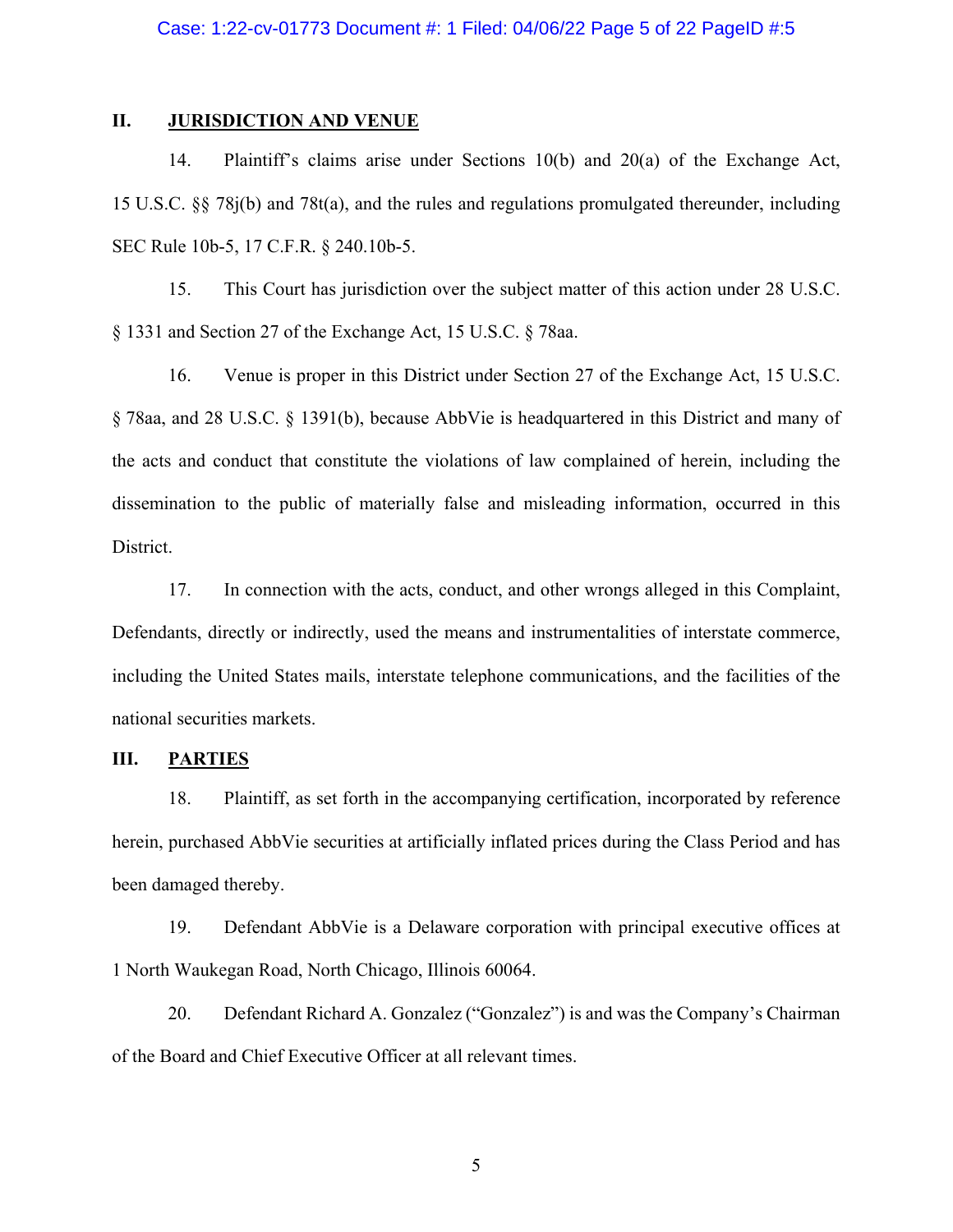## II. JURISDICTION AND VENUE

14. Plaintiff's claims arise under Sections 10(b) and 20(a) of the Exchange Act, 15 U.S.C. §§ 78j(b) and 78t(a), and the rules and regulations promulgated thereunder, including SEC Rule 10b-5, 17 C.F.R. § 240.10b-5.

15. This Court has jurisdiction over the subject matter of this action under 28 U.S.C. § 1331 and Section 27 of the Exchange Act, 15 U.S.C. § 78aa.

16. Venue is proper in this District under Section 27 of the Exchange Act, 15 U.S.C. § 78aa, and 28 U.S.C. § 1391(b), because AbbVie is headquartered in this District and many of the acts and conduct that constitute the violations of law complained of herein, including the dissemination to the public of materially false and misleading information, occurred in this District.

17. In connection with the acts, conduct, and other wrongs alleged in this Complaint, Defendants, directly or indirectly, used the means and instrumentalities of interstate commerce, including the United States mails, interstate telephone communications, and the facilities of the national securities markets.

## III. PARTIES

18. Plaintiff, as set forth in the accompanying certification, incorporated by reference herein, purchased AbbVie securities at artificially inflated prices during the Class Period and has been damaged thereby.

19. Defendant AbbVie is a Delaware corporation with principal executive offices at 1 North Waukegan Road, North Chicago, Illinois 60064.

20. Defendant Richard A. Gonzalez ("Gonzalez") is and was the Company's Chairman of the Board and Chief Executive Officer at all relevant times.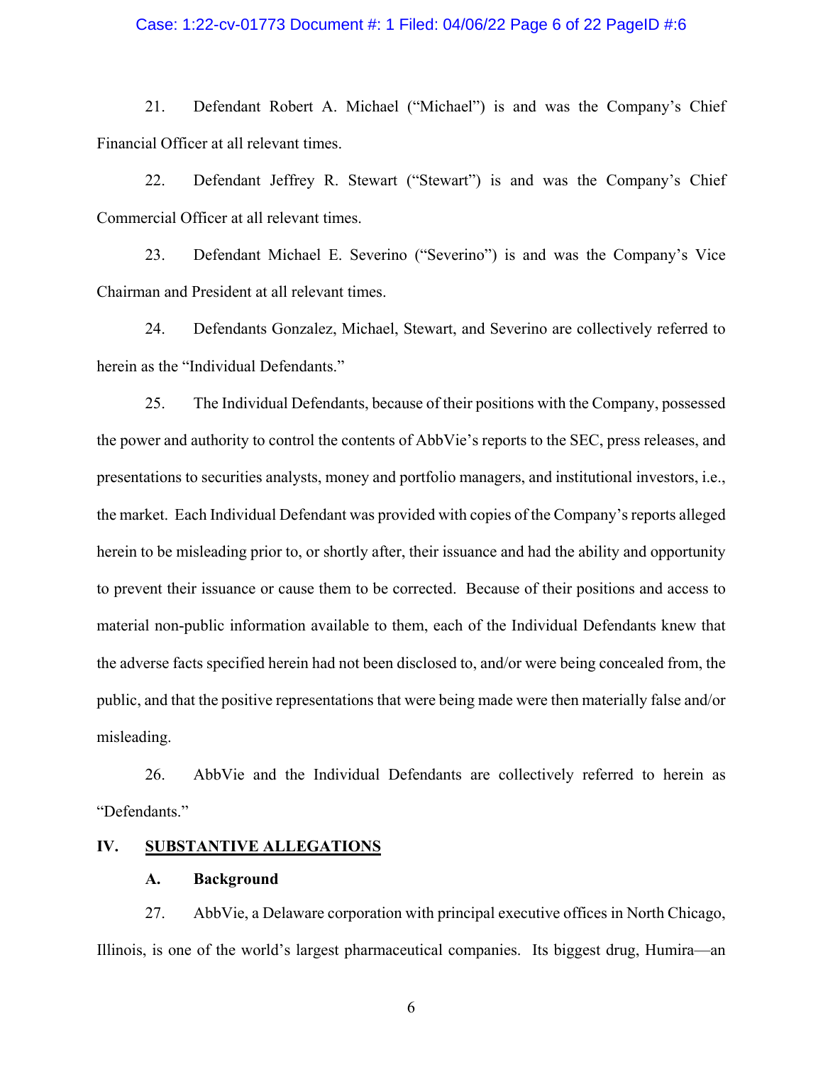21. Defendant Robert A. Michael ("Michael") is and was the Company's Chief Financial Officer at all relevant times.

22. Defendant Jeffrey R. Stewart ("Stewart") is and was the Company's Chief Commercial Officer at all relevant times.

23. Defendant Michael E. Severino ("Severino") is and was the Company's Vice Chairman and President at all relevant times.

24. Defendants Gonzalez, Michael, Stewart, and Severino are collectively referred to herein as the "Individual Defendants."

25. The Individual Defendants, because of their positions with the Company, possessed the power and authority to control the contents of AbbVie's reports to the SEC, press releases, and presentations to securities analysts, money and portfolio managers, and institutional investors, i.e., the market. Each Individual Defendant was provided with copies of the Company's reports alleged herein to be misleading prior to, or shortly after, their issuance and had the ability and opportunity to prevent their issuance or cause them to be corrected. Because of their positions and access to material non-public information available to them, each of the Individual Defendants knew that the adverse facts specified herein had not been disclosed to, and/or were being concealed from, the public, and that the positive representations that were being made were then materially false and/or misleading.

26. AbbVie and the Individual Defendants are collectively referred to herein as "Defendants."

## IV. SUBSTANTIVE ALLEGATIONS

### A. Background

27. AbbVie, a Delaware corporation with principal executive offices in North Chicago, Illinois, is one of the world's largest pharmaceutical companies. Its biggest drug, Humira—an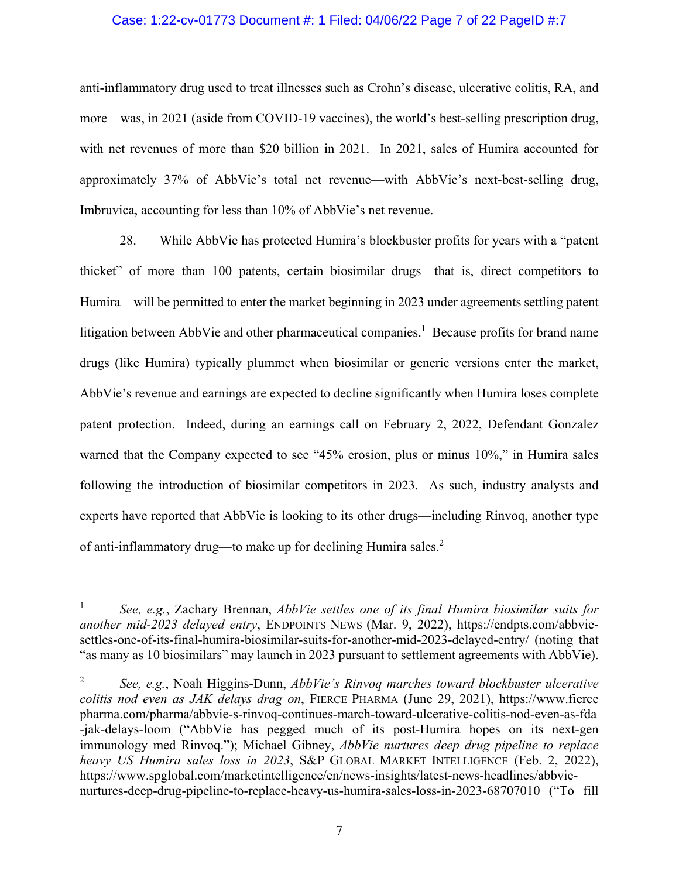anti-inflammatory drug used to treat illnesses such as Crohn's disease, ulcerative colitis, RA, and more—was, in 2021 (aside from COVID-19 vaccines), the world's best-selling prescription drug, with net revenues of more than $20 billion in 2021. In 2021, sales of Humira accounted for approximately 37% of AbbVie's total net revenue—with AbbVie's next-best-selling drug, Imbruvica, accounting for less than 10% of AbbVie's net revenue.

28. While AbbVie has protected Humira's blockbuster profits for years with a "patent thicket" of more than 100 patents, certain biosimilar drugs—that is, direct competitors to Humira—will be permitted to enter the market beginning in 2023 under agreements settling patent litigation between AbbVie and other pharmaceutical companies.[1] Because profits for brand name drugs (like Humira) typically plummet when biosimilar or generic versions enter the market, AbbVie's revenue and earnings are expected to decline significantly when Humira loses complete patent protection. Indeed, during an earnings call on February 2, 2022, Defendant Gonzalez warned that the Company expected to see "45% erosion, plus or minus 10%," in Humira sales following the introduction of biosimilar competitors in 2023. As such, industry analysts and experts have reported that AbbVie is looking to its other drugs—including Rinvoq, another type of anti-inflammatory drug—to make up for declining Humira sales.[2]

---

[1] *See, e.g.*, Zachary Brennan, *AbbVie settles one of its final Humira biosimilar suits for another mid-2023 delayed entry*, ENDPOINTS NEWS (Mar. 9, 2022), https://endpts.com/abbvie-settles-one-of-its-final-humira-biosimilar-suits-for-another-mid-2023-delayed-entry/ (noting that "as many as 10 biosimilars" may launch in 2023 pursuant to settlement agreements with AbbVie).

[2] *See, e.g.*, Noah Higgins-Dunn, *AbbVie's Rinvoq marches toward blockbuster ulcerative colitis nod even as JAK delays drag on*, FIERCE PHARMA (June 29, 2021), https://www.fiercepharma.com/pharma/abbvie-s-rinvoq-continues-march-toward-ulcerative-colitis-nod-even-as-fda-jak-delays-loom ("AbbVie has pegged much of its post-Humira hopes on its next-gen immunology med Rinvoq."); Michael Gibney, *AbbVie nurtures deep drug pipeline to replace heavy US Humira sales loss in 2023*, S&P GLOBAL MARKET INTELLIGENCE (Feb. 2, 2022), https://www.spglobal.com/marketintelligence/en/news-insights/latest-news-headlines/abbvie-nurtures-deep-drug-pipeline-to-replace-heavy-us-humira-sales-loss-in-2023-68707010 ("To fill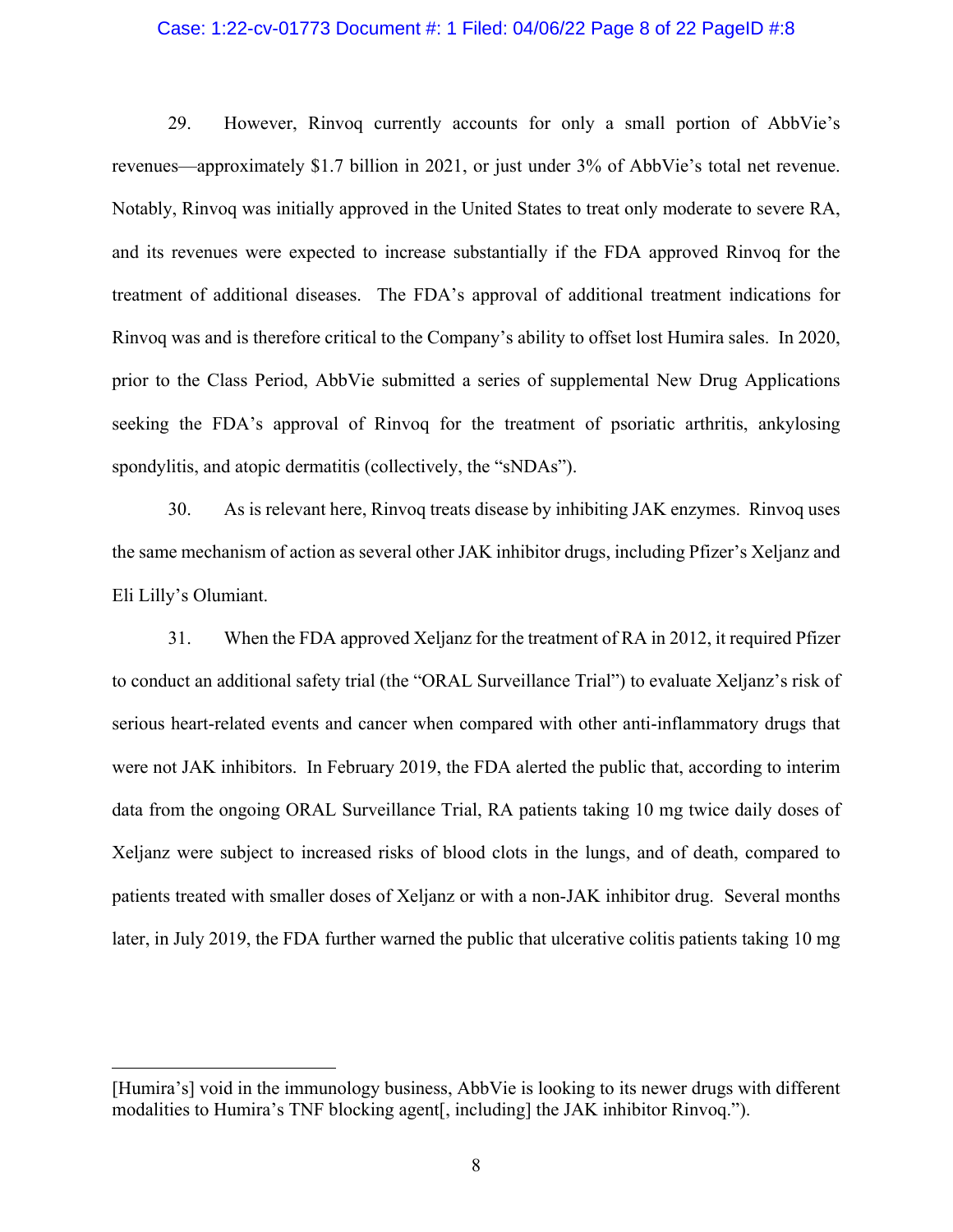29. However, Rinvoq currently accounts for only a small portion of AbbVie's revenues—approximately $1.7 billion in 2021, or just under 3% of AbbVie's total net revenue. Notably, Rinvoq was initially approved in the United States to treat only moderate to severe RA, and its revenues were expected to increase substantially if the FDA approved Rinvoq for the treatment of additional diseases. The FDA's approval of additional treatment indications for Rinvoq was and is therefore critical to the Company's ability to offset lost Humira sales. In 2020, prior to the Class Period, AbbVie submitted a series of supplemental New Drug Applications seeking the FDA's approval of Rinvoq for the treatment of psoriatic arthritis, ankylosing spondylitis, and atopic dermatitis (collectively, the "sNDAs").

30. As is relevant here, Rinvoq treats disease by inhibiting JAK enzymes. Rinvoq uses the same mechanism of action as several other JAK inhibitor drugs, including Pfizer's Xeljanz and Eli Lilly's Olumiant.

31. When the FDA approved Xeljanz for the treatment of RA in 2012, it required Pfizer to conduct an additional safety trial (the "ORAL Surveillance Trial") to evaluate Xeljanz's risk of serious heart-related events and cancer when compared with other anti-inflammatory drugs that were not JAK inhibitors. In February 2019, the FDA alerted the public that, according to interim data from the ongoing ORAL Surveillance Trial, RA patients taking 10 mg twice daily doses of Xeljanz were subject to increased risks of blood clots in the lungs, and of death, compared to patients treated with smaller doses of Xeljanz or with a non-JAK inhibitor drug. Several months later, in July 2019, the FDA further warned the public that ulcerative colitis patients taking 10 mg

---

[Humira's] void in the immunology business, AbbVie is looking to its newer drugs with different modalities to Humira's TNF blocking agent[, including] the JAK inhibitor Rinvoq.").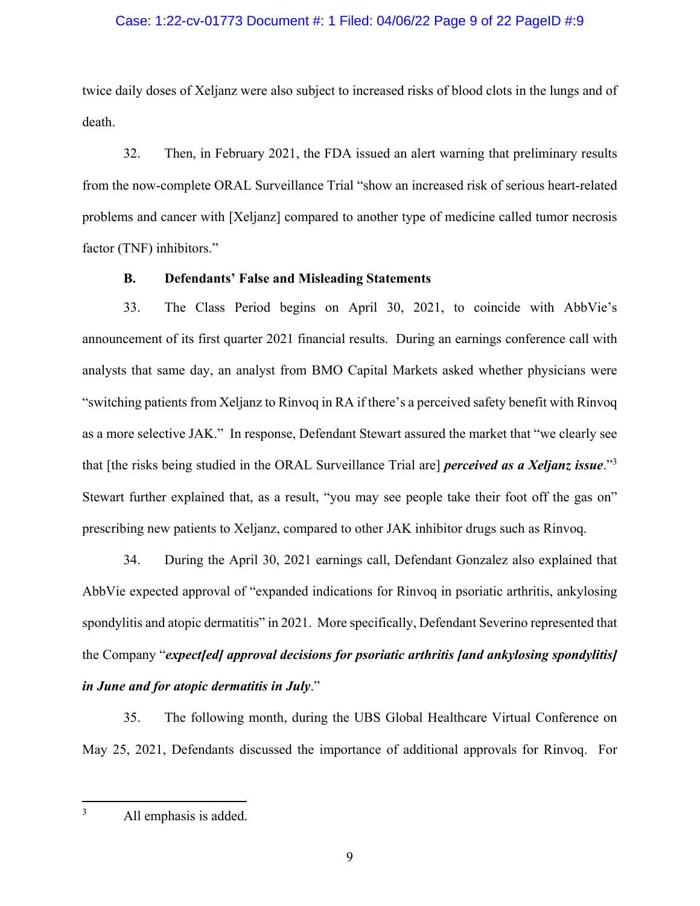twice daily doses of Xeljanz were also subject to increased risks of blood clots in the lungs and of death.

32. Then, in February 2021, the FDA issued an alert warning that preliminary results from the now-complete ORAL Surveillance Trial "show an increased risk of serious heart-related problems and cancer with [Xeljanz] compared to another type of medicine called tumor necrosis factor (TNF) inhibitors."

**B. Defendants' False and Misleading Statements**

33. The Class Period begins on April 30, 2021, to coincide with AbbVie's announcement of its first quarter 2021 financial results. During an earnings conference call with analysts that same day, an analyst from BMO Capital Markets asked whether physicians were "switching patients from Xeljanz to Rinvoq in RA if there's a perceived safety benefit with Rinvoq as a more selective JAK." In response, Defendant Stewart assured the market that "we clearly see that [the risks being studied in the ORAL Surveillance Trial are] ***perceived as a Xeljanz issue***."[3] Stewart further explained that, as a result, "you may see people take their foot off the gas on" prescribing new patients to Xeljanz, compared to other JAK inhibitor drugs such as Rinvoq.

34. During the April 30, 2021 earnings call, Defendant Gonzalez also explained that AbbVie expected approval of "expanded indications for Rinvoq in psoriatic arthritis, ankylosing spondylitis and atopic dermatitis" in 2021. More specifically, Defendant Severino represented that the Company "***expect[ed] approval decisions for psoriatic arthritis [and ankylosing spondylitis] in June and for atopic dermatitis in July***."

35. The following month, during the UBS Global Healthcare Virtual Conference on May 25, 2021, Defendants discussed the importance of additional approvals for Rinvoq. For

---

[3] All emphasis is added.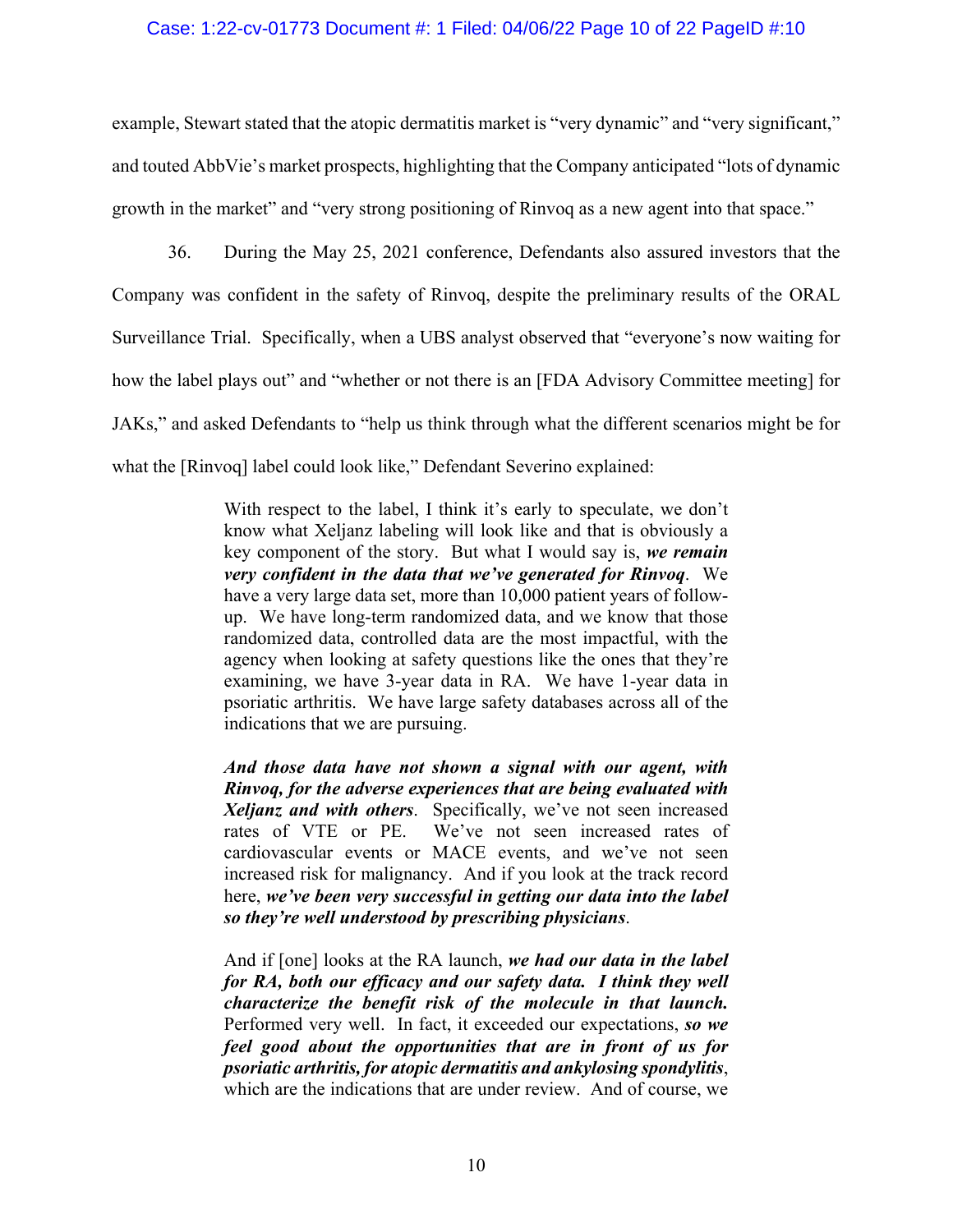example, Stewart stated that the atopic dermatitis market is "very dynamic" and "very significant," and touted AbbVie's market prospects, highlighting that the Company anticipated "lots of dynamic growth in the market" and "very strong positioning of Rinvoq as a new agent into that space."

36. During the May 25, 2021 conference, Defendants also assured investors that the Company was confident in the safety of Rinvoq, despite the preliminary results of the ORAL Surveillance Trial. Specifically, when a UBS analyst observed that "everyone's now waiting for how the label plays out" and "whether or not there is an [FDA Advisory Committee meeting] for JAKs," and asked Defendants to "help us think through what the different scenarios might be for what the [Rinvoq] label could look like," Defendant Severino explained:

> With respect to the label, I think it's early to speculate, we don't know what Xeljanz labeling will look like and that is obviously a key component of the story. But what I would say is, ***we remain very confident in the data that we've generated for Rinvoq***. We have a very large data set, more than 10,000 patient years of follow-up. We have long-term randomized data, and we know that those randomized data, controlled data are the most impactful, with the agency when looking at safety questions like the ones that they're examining, we have 3-year data in RA. We have 1-year data in psoriatic arthritis. We have large safety databases across all of the indications that we are pursuing.
>
> ***And those data have not shown a signal with our agent, with Rinvoq, for the adverse experiences that are being evaluated with Xeljanz and with others***. Specifically, we've not seen increased rates of VTE or PE. We've not seen increased rates of cardiovascular events or MACE events, and we've not seen increased risk for malignancy. And if you look at the track record here, ***we've been very successful in getting our data into the label so they're well understood by prescribing physicians***.
>
> And if [one] looks at the RA launch, ***we had our data in the label for RA, both our efficacy and our safety data. I think they well characterize the benefit risk of the molecule in that launch.*** Performed very well. In fact, it exceeded our expectations, ***so we feel good about the opportunities that are in front of us for psoriatic arthritis, for atopic dermatitis and ankylosing spondylitis***, which are the indications that are under review. And of course, we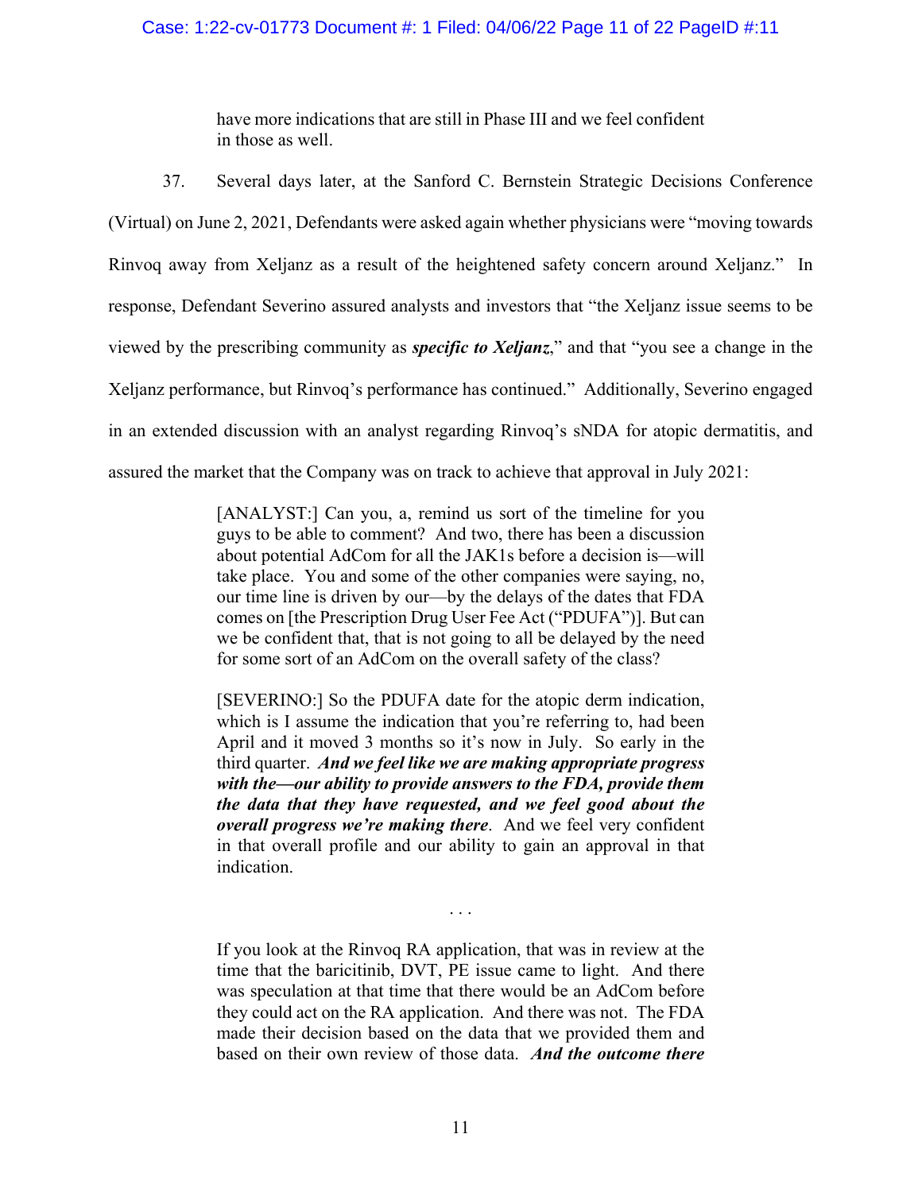> have more indications that are still in Phase III and we feel confident in those as well.

37. Several days later, at the Sanford C. Bernstein Strategic Decisions Conference (Virtual) on June 2, 2021, Defendants were asked again whether physicians were "moving towards Rinvoq away from Xeljanz as a result of the heightened safety concern around Xeljanz." In response, Defendant Severino assured analysts and investors that "the Xeljanz issue seems to be viewed by the prescribing community as ***specific to Xeljanz***," and that "you see a change in the Xeljanz performance, but Rinvoq's performance has continued." Additionally, Severino engaged in an extended discussion with an analyst regarding Rinvoq's sNDA for atopic dermatitis, and assured the market that the Company was on track to achieve that approval in July 2021:

> [ANALYST:] Can you, a, remind us sort of the timeline for you guys to be able to comment? And two, there has been a discussion about potential AdCom for all the JAK1s before a decision is—will take place. You and some of the other companies were saying, no, our time line is driven by our—by the delays of the dates that FDA comes on [the Prescription Drug User Fee Act ("PDUFA")]. But can we be confident that, that is not going to all be delayed by the need for some sort of an AdCom on the overall safety of the class?
>
> [SEVERINO:] So the PDUFA date for the atopic derm indication, which is I assume the indication that you're referring to, had been April and it moved 3 months so it's now in July. So early in the third quarter. ***And we feel like we are making appropriate progress with the—our ability to provide answers to the FDA, provide them the data that they have requested, and we feel good about the overall progress we're making there***. And we feel very confident in that overall profile and our ability to gain an approval in that indication.
>
> . . .
>
> If you look at the Rinvoq RA application, that was in review at the time that the baricitinib, DVT, PE issue came to light. And there was speculation at that time that there would be an AdCom before they could act on the RA application. And there was not. The FDA made their decision based on the data that we provided them and based on their own review of those data. ***And the outcome there***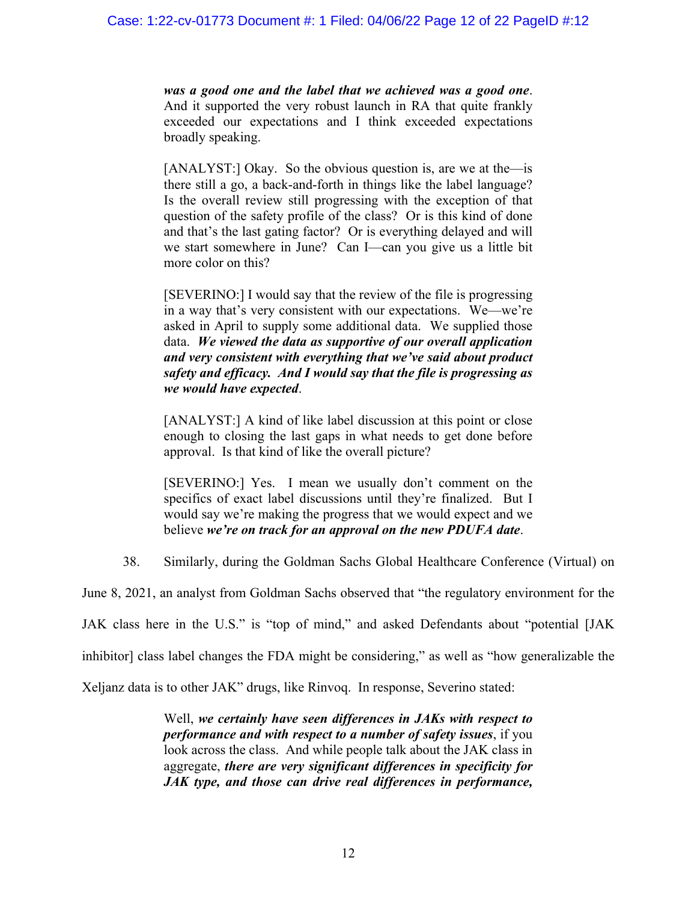> ***was a good one and the label that we achieved was a good one***. And it supported the very robust launch in RA that quite frankly exceeded our expectations and I think exceeded expectations broadly speaking.
>
> [ANALYST:] Okay. So the obvious question is, are we at the—is there still a go, a back-and-forth in things like the label language? Is the overall review still progressing with the exception of that question of the safety profile of the class? Or is this kind of done and that's the last gating factor? Or is everything delayed and will we start somewhere in June? Can I—can you give us a little bit more color on this?
>
> [SEVERINO:] I would say that the review of the file is progressing in a way that's very consistent with our expectations. We—we're asked in April to supply some additional data. We supplied those data. ***We viewed the data as supportive of our overall application and very consistent with everything that we've said about product safety and efficacy. And I would say that the file is progressing as we would have expected***.
>
> [ANALYST:] A kind of like label discussion at this point or close enough to closing the last gaps in what needs to get done before approval. Is that kind of like the overall picture?
>
> [SEVERINO:] Yes. I mean we usually don't comment on the specifics of exact label discussions until they're finalized. But I would say we're making the progress that we would expect and we believe ***we're on track for an approval on the new PDUFA date***.

38. Similarly, during the Goldman Sachs Global Healthcare Conference (Virtual) on June 8, 2021, an analyst from Goldman Sachs observed that "the regulatory environment for the JAK class here in the U.S." is "top of mind," and asked Defendants about "potential [JAK inhibitor] class label changes the FDA might be considering," as well as "how generalizable the Xeljanz data is to other JAK" drugs, like Rinvoq. In response, Severino stated:

> Well, ***we certainly have seen differences in JAKs with respect to performance and with respect to a number of safety issues***, if you look across the class. And while people talk about the JAK class in aggregate, ***there are very significant differences in specificity for JAK type, and those can drive real differences in performance,***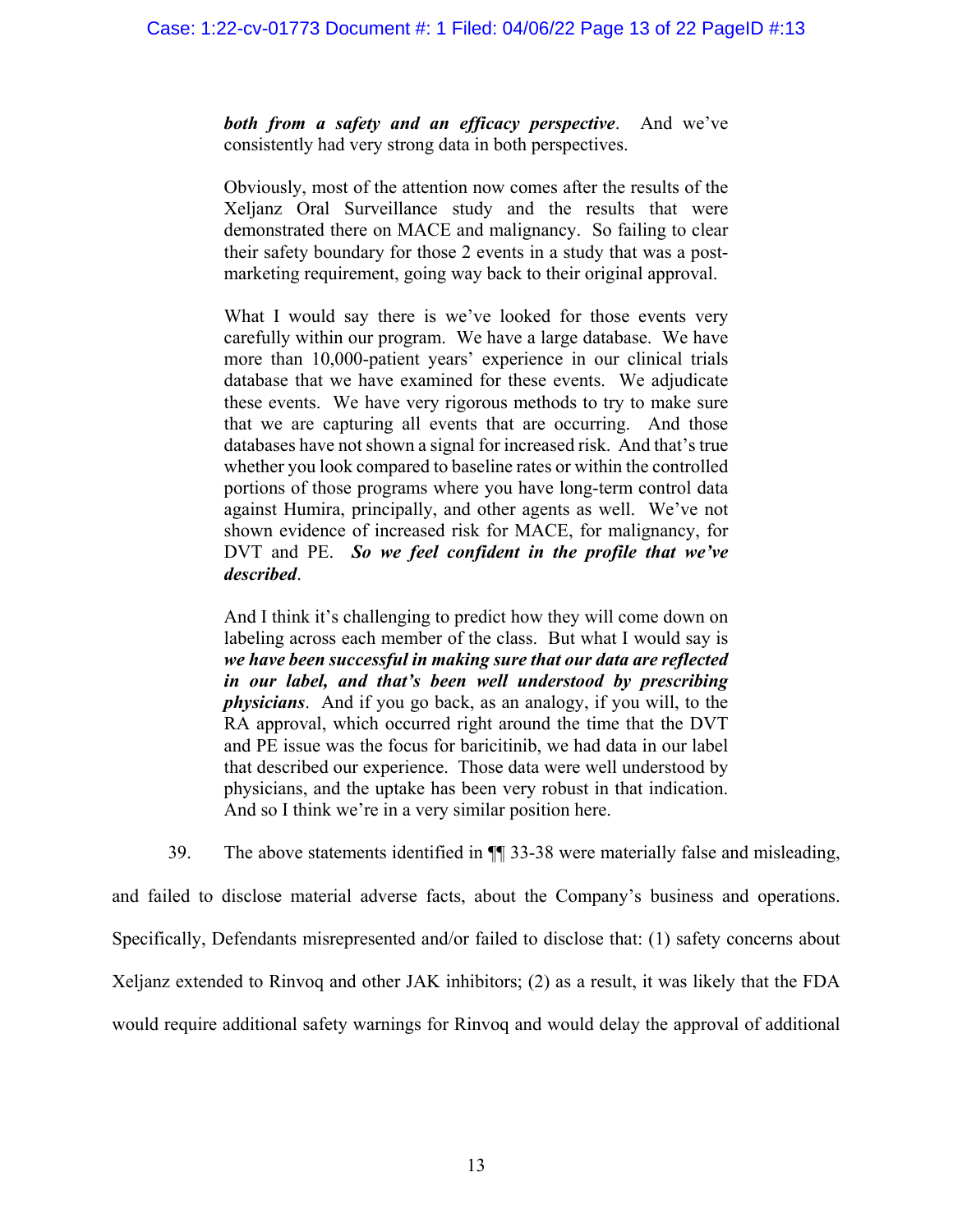> ***both from a safety and an efficacy perspective***. And we've consistently had very strong data in both perspectives.
>
> Obviously, most of the attention now comes after the results of the Xeljanz Oral Surveillance study and the results that were demonstrated there on MACE and malignancy. So failing to clear their safety boundary for those 2 events in a study that was a post-marketing requirement, going way back to their original approval.
>
> What I would say there is we've looked for those events very carefully within our program. We have a large database. We have more than 10,000-patient years' experience in our clinical trials database that we have examined for these events. We adjudicate these events. We have very rigorous methods to try to make sure that we are capturing all events that are occurring. And those databases have not shown a signal for increased risk. And that's true whether you look compared to baseline rates or within the controlled portions of those programs where you have long-term control data against Humira, principally, and other agents as well. We've not shown evidence of increased risk for MACE, for malignancy, for DVT and PE. ***So we feel confident in the profile that we've described***.
>
> And I think it's challenging to predict how they will come down on labeling across each member of the class. But what I would say is ***we have been successful in making sure that our data are reflected in our label, and that's been well understood by prescribing physicians***. And if you go back, as an analogy, if you will, to the RA approval, which occurred right around the time that the DVT and PE issue was the focus for baricitinib, we had data in our label that described our experience. Those data were well understood by physicians, and the uptake has been very robust in that indication. And so I think we're in a very similar position here.

39. The above statements identified in ¶¶ 33-38 were materially false and misleading, and failed to disclose material adverse facts, about the Company's business and operations. Specifically, Defendants misrepresented and/or failed to disclose that: (1) safety concerns about Xeljanz extended to Rinvoq and other JAK inhibitors; (2) as a result, it was likely that the FDA would require additional safety warnings for Rinvoq and would delay the approval of additional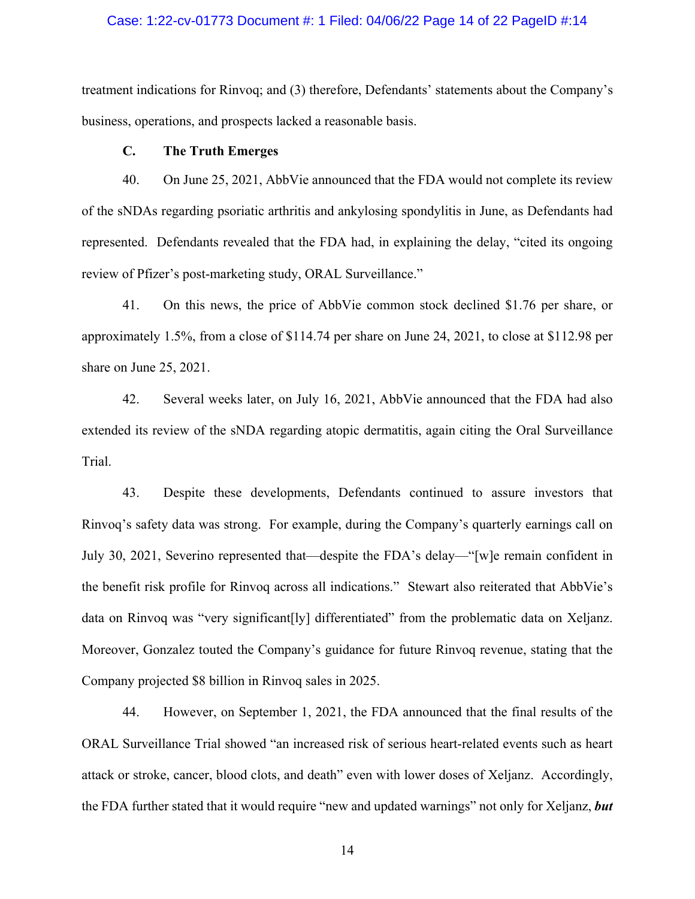treatment indications for Rinvoq; and (3) therefore, Defendants' statements about the Company's business, operations, and prospects lacked a reasonable basis.

### C. The Truth Emerges

40. On June 25, 2021, AbbVie announced that the FDA would not complete its review of the sNDAs regarding psoriatic arthritis and ankylosing spondylitis in June, as Defendants had represented. Defendants revealed that the FDA had, in explaining the delay, "cited its ongoing review of Pfizer's post-marketing study, ORAL Surveillance."

41. On this news, the price of AbbVie common stock declined $1.76 per share, or approximately 1.5%, from a close of $114.74 per share on June 24, 2021, to close at $112.98 per share on June 25, 2021.

42. Several weeks later, on July 16, 2021, AbbVie announced that the FDA had also extended its review of the sNDA regarding atopic dermatitis, again citing the Oral Surveillance Trial.

43. Despite these developments, Defendants continued to assure investors that Rinvoq's safety data was strong. For example, during the Company's quarterly earnings call on July 30, 2021, Severino represented that—despite the FDA's delay—"[w]e remain confident in the benefit risk profile for Rinvoq across all indications." Stewart also reiterated that AbbVie's data on Rinvoq was "very significant[ly] differentiated" from the problematic data on Xeljanz. Moreover, Gonzalez touted the Company's guidance for future Rinvoq revenue, stating that the Company projected $8 billion in Rinvoq sales in 2025.

44. However, on September 1, 2021, the FDA announced that the final results of the ORAL Surveillance Trial showed "an increased risk of serious heart-related events such as heart attack or stroke, cancer, blood clots, and death" even with lower doses of Xeljanz. Accordingly, the FDA further stated that it would require "new and updated warnings" not only for Xeljanz, ***but***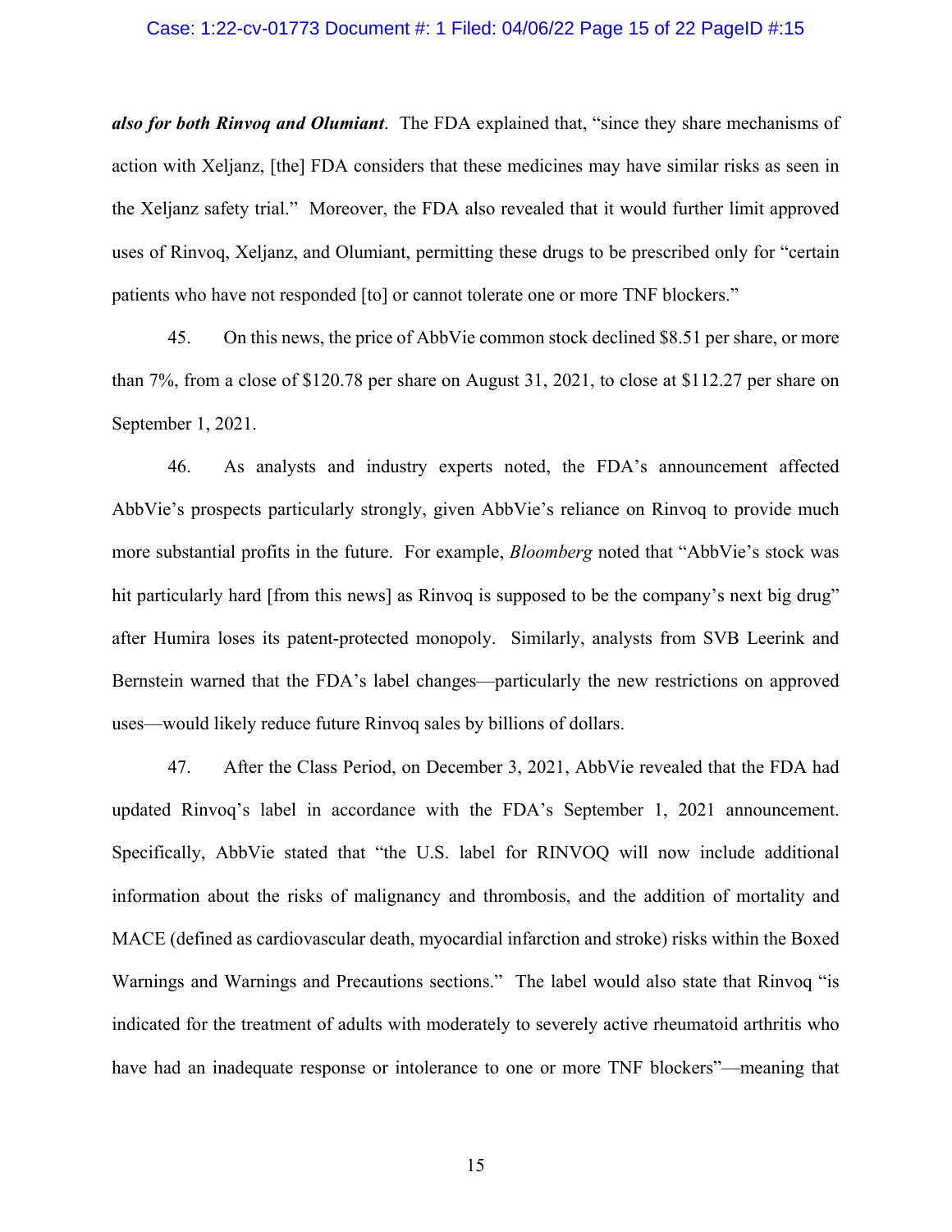***also for both Rinvoq and Olumiant***. The FDA explained that, "since they share mechanisms of action with Xeljanz, [the] FDA considers that these medicines may have similar risks as seen in the Xeljanz safety trial." Moreover, the FDA also revealed that it would further limit approved uses of Rinvoq, Xeljanz, and Olumiant, permitting these drugs to be prescribed only for "certain patients who have not responded [to] or cannot tolerate one or more TNF blockers."

45. On this news, the price of AbbVie common stock declined $8.51 per share, or more than 7%, from a close of $120.78 per share on August 31, 2021, to close at $112.27 per share on September 1, 2021.

46. As analysts and industry experts noted, the FDA's announcement affected AbbVie's prospects particularly strongly, given AbbVie's reliance on Rinvoq to provide much more substantial profits in the future. For example, *Bloomberg* noted that "AbbVie's stock was hit particularly hard [from this news] as Rinvoq is supposed to be the company's next big drug" after Humira loses its patent-protected monopoly. Similarly, analysts from SVB Leerink and Bernstein warned that the FDA's label changes—particularly the new restrictions on approved uses—would likely reduce future Rinvoq sales by billions of dollars.

47. After the Class Period, on December 3, 2021, AbbVie revealed that the FDA had updated Rinvoq's label in accordance with the FDA's September 1, 2021 announcement. Specifically, AbbVie stated that "the U.S. label for RINVOQ will now include additional information about the risks of malignancy and thrombosis, and the addition of mortality and MACE (defined as cardiovascular death, myocardial infarction and stroke) risks within the Boxed Warnings and Warnings and Precautions sections." The label would also state that Rinvoq "is indicated for the treatment of adults with moderately to severely active rheumatoid arthritis who have had an inadequate response or intolerance to one or more TNF blockers"—meaning that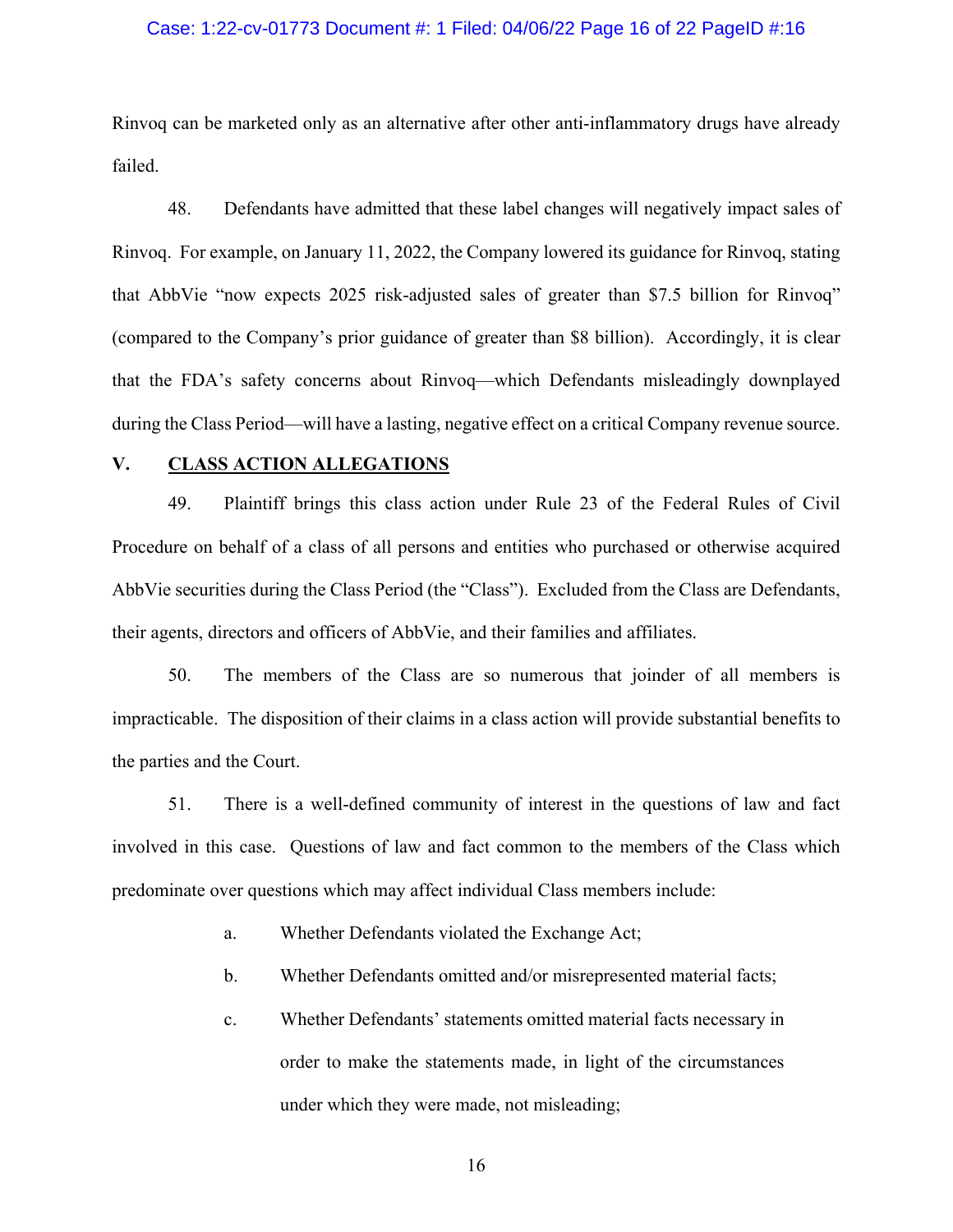Rinvoq can be marketed only as an alternative after other anti-inflammatory drugs have already failed.

48. Defendants have admitted that these label changes will negatively impact sales of Rinvoq. For example, on January 11, 2022, the Company lowered its guidance for Rinvoq, stating that AbbVie "now expects 2025 risk-adjusted sales of greater than $7.5 billion for Rinvoq" (compared to the Company's prior guidance of greater than $8 billion). Accordingly, it is clear that the FDA's safety concerns about Rinvoq—which Defendants misleadingly downplayed during the Class Period—will have a lasting, negative effect on a critical Company revenue source.

## V. CLASS ACTION ALLEGATIONS

49. Plaintiff brings this class action under Rule 23 of the Federal Rules of Civil Procedure on behalf of a class of all persons and entities who purchased or otherwise acquired AbbVie securities during the Class Period (the "Class"). Excluded from the Class are Defendants, their agents, directors and officers of AbbVie, and their families and affiliates.

50. The members of the Class are so numerous that joinder of all members is impracticable. The disposition of their claims in a class action will provide substantial benefits to the parties and the Court.

51. There is a well-defined community of interest in the questions of law and fact involved in this case. Questions of law and fact common to the members of the Class which predominate over questions which may affect individual Class members include:

a. Whether Defendants violated the Exchange Act;

b. Whether Defendants omitted and/or misrepresented material facts;

c. Whether Defendants' statements omitted material facts necessary in order to make the statements made, in light of the circumstances under which they were made, not misleading;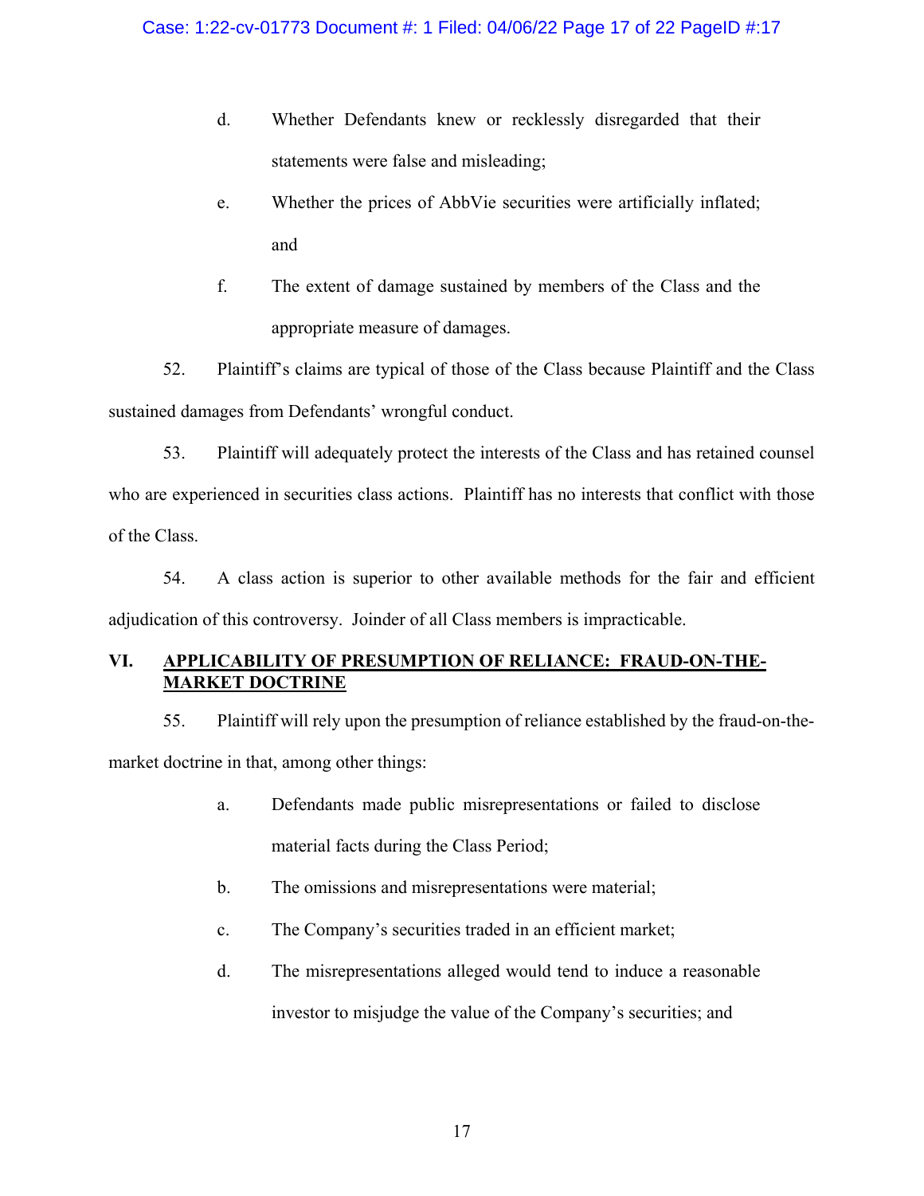d. Whether Defendants knew or recklessly disregarded that their statements were false and misleading;

e. Whether the prices of AbbVie securities were artificially inflated; and

f. The extent of damage sustained by members of the Class and the appropriate measure of damages.

52. Plaintiff's claims are typical of those of the Class because Plaintiff and the Class sustained damages from Defendants' wrongful conduct.

53. Plaintiff will adequately protect the interests of the Class and has retained counsel who are experienced in securities class actions. Plaintiff has no interests that conflict with those of the Class.

54. A class action is superior to other available methods for the fair and efficient adjudication of this controversy. Joinder of all Class members is impracticable.

## VI. APPLICABILITY OF PRESUMPTION OF RELIANCE: FRAUD-ON-THE-MARKET DOCTRINE

55. Plaintiff will rely upon the presumption of reliance established by the fraud-on-the-market doctrine in that, among other things:

a. Defendants made public misrepresentations or failed to disclose material facts during the Class Period;

b. The omissions and misrepresentations were material;

c. The Company's securities traded in an efficient market;

d. The misrepresentations alleged would tend to induce a reasonable investor to misjudge the value of the Company's securities; and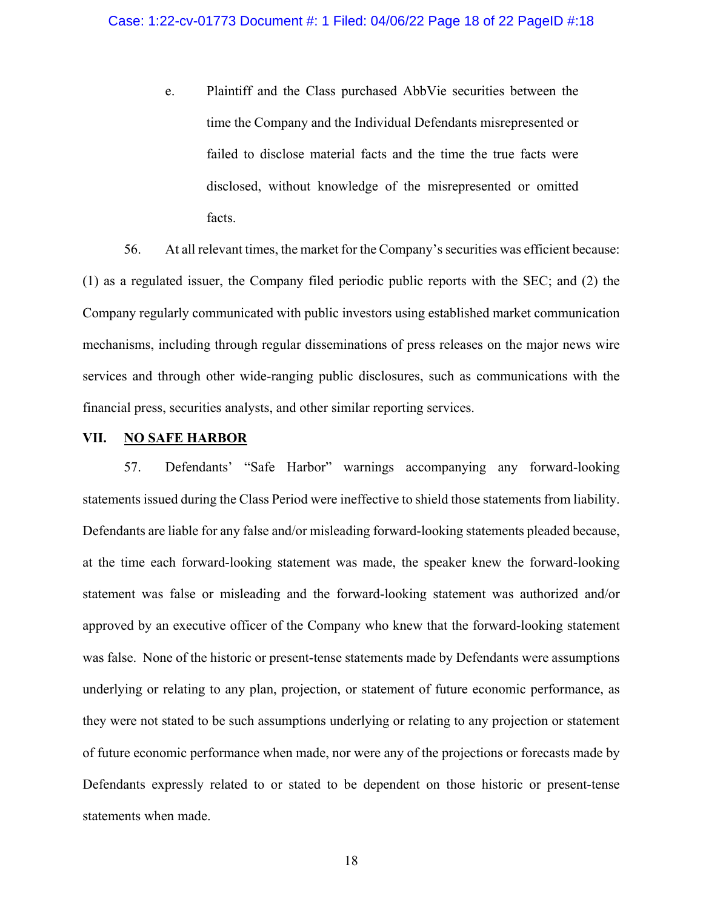e. Plaintiff and the Class purchased AbbVie securities between the time the Company and the Individual Defendants misrepresented or failed to disclose material facts and the time the true facts were disclosed, without knowledge of the misrepresented or omitted facts.

56. At all relevant times, the market for the Company's securities was efficient because: (1) as a regulated issuer, the Company filed periodic public reports with the SEC; and (2) the Company regularly communicated with public investors using established market communication mechanisms, including through regular disseminations of press releases on the major news wire services and through other wide-ranging public disclosures, such as communications with the financial press, securities analysts, and other similar reporting services.

## VII. NO SAFE HARBOR

57. Defendants' "Safe Harbor" warnings accompanying any forward-looking statements issued during the Class Period were ineffective to shield those statements from liability. Defendants are liable for any false and/or misleading forward-looking statements pleaded because, at the time each forward-looking statement was made, the speaker knew the forward-looking statement was false or misleading and the forward-looking statement was authorized and/or approved by an executive officer of the Company who knew that the forward-looking statement was false. None of the historic or present-tense statements made by Defendants were assumptions underlying or relating to any plan, projection, or statement of future economic performance, as they were not stated to be such assumptions underlying or relating to any projection or statement of future economic performance when made, nor were any of the projections or forecasts made by Defendants expressly related to or stated to be dependent on those historic or present-tense statements when made.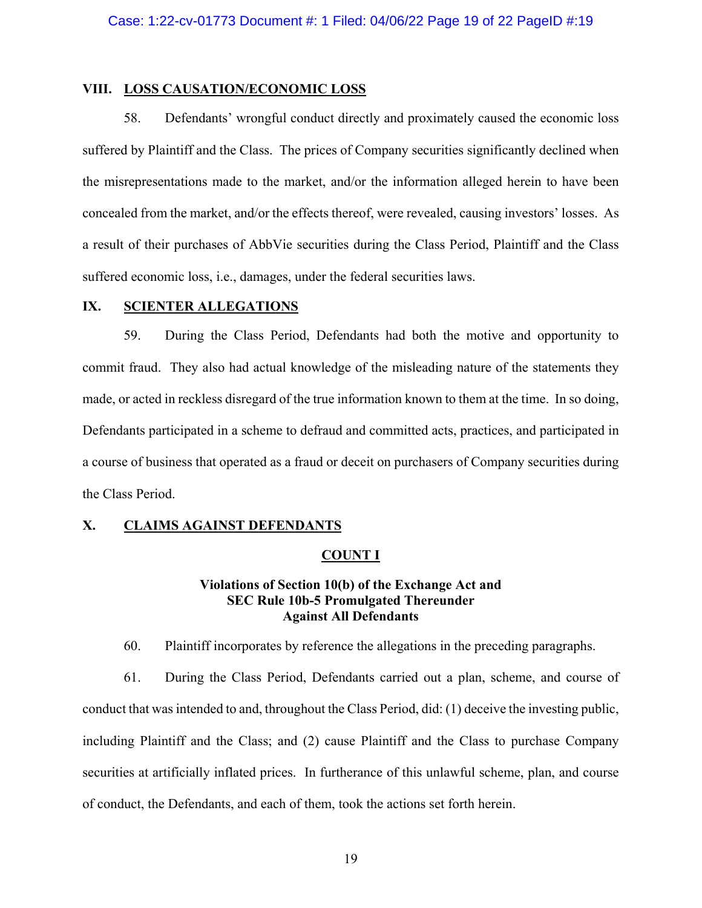## VIII. LOSS CAUSATION/ECONOMIC LOSS

58. Defendants' wrongful conduct directly and proximately caused the economic loss suffered by Plaintiff and the Class. The prices of Company securities significantly declined when the misrepresentations made to the market, and/or the information alleged herein to have been concealed from the market, and/or the effects thereof, were revealed, causing investors' losses. As a result of their purchases of AbbVie securities during the Class Period, Plaintiff and the Class suffered economic loss, i.e., damages, under the federal securities laws.

## IX. SCIENTER ALLEGATIONS

59. During the Class Period, Defendants had both the motive and opportunity to commit fraud. They also had actual knowledge of the misleading nature of the statements they made, or acted in reckless disregard of the true information known to them at the time. In so doing, Defendants participated in a scheme to defraud and committed acts, practices, and participated in a course of business that operated as a fraud or deceit on purchasers of Company securities during the Class Period.

## X. CLAIMS AGAINST DEFENDANTS

### COUNT I

**Violations of Section 10(b) of the Exchange Act and SEC Rule 10b-5 Promulgated Thereunder Against All Defendants**

60. Plaintiff incorporates by reference the allegations in the preceding paragraphs.

61. During the Class Period, Defendants carried out a plan, scheme, and course of conduct that was intended to and, throughout the Class Period, did: (1) deceive the investing public, including Plaintiff and the Class; and (2) cause Plaintiff and the Class to purchase Company securities at artificially inflated prices. In furtherance of this unlawful scheme, plan, and course of conduct, the Defendants, and each of them, took the actions set forth herein.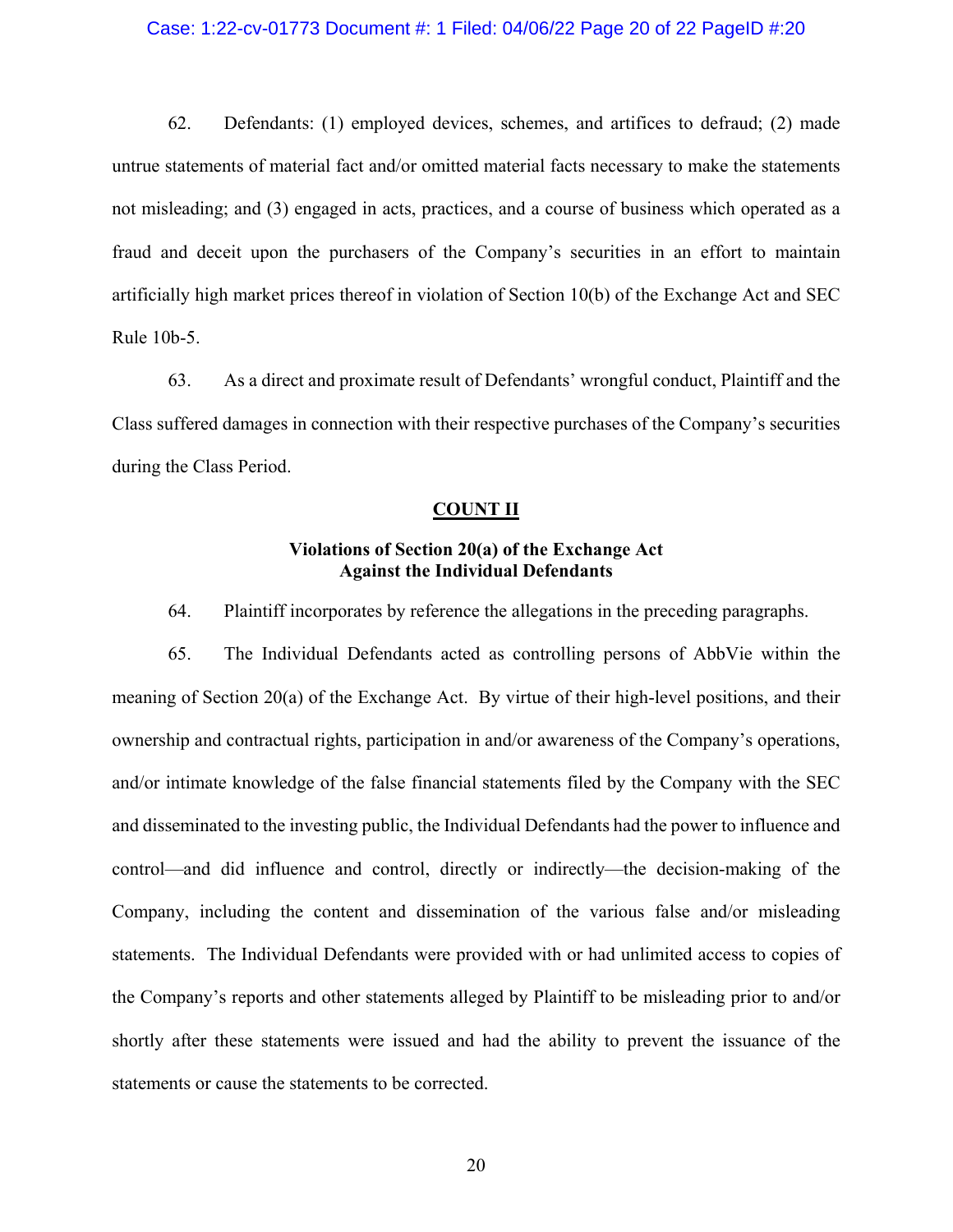62. Defendants: (1) employed devices, schemes, and artifices to defraud; (2) made untrue statements of material fact and/or omitted material facts necessary to make the statements not misleading; and (3) engaged in acts, practices, and a course of business which operated as a fraud and deceit upon the purchasers of the Company's securities in an effort to maintain artificially high market prices thereof in violation of Section 10(b) of the Exchange Act and SEC Rule 10b-5.

63. As a direct and proximate result of Defendants' wrongful conduct, Plaintiff and the Class suffered damages in connection with their respective purchases of the Company's securities during the Class Period.

## COUNT II

### Violations of Section 20(a) of the Exchange Act Against the Individual Defendants

64. Plaintiff incorporates by reference the allegations in the preceding paragraphs.

65. The Individual Defendants acted as controlling persons of AbbVie within the meaning of Section 20(a) of the Exchange Act. By virtue of their high-level positions, and their ownership and contractual rights, participation in and/or awareness of the Company's operations, and/or intimate knowledge of the false financial statements filed by the Company with the SEC and disseminated to the investing public, the Individual Defendants had the power to influence and control—and did influence and control, directly or indirectly—the decision-making of the Company, including the content and dissemination of the various false and/or misleading statements. The Individual Defendants were provided with or had unlimited access to copies of the Company's reports and other statements alleged by Plaintiff to be misleading prior to and/or shortly after these statements were issued and had the ability to prevent the issuance of the statements or cause the statements to be corrected.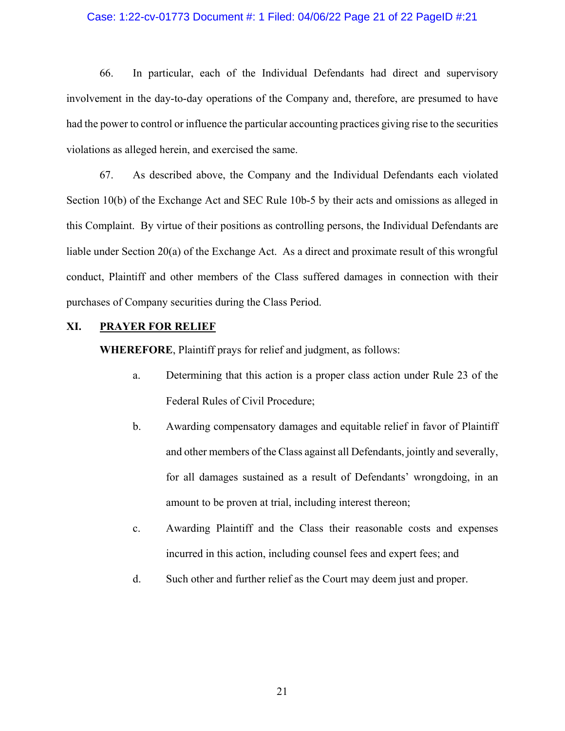66. In particular, each of the Individual Defendants had direct and supervisory involvement in the day-to-day operations of the Company and, therefore, are presumed to have had the power to control or influence the particular accounting practices giving rise to the securities violations as alleged herein, and exercised the same.

67. As described above, the Company and the Individual Defendants each violated Section 10(b) of the Exchange Act and SEC Rule 10b-5 by their acts and omissions as alleged in this Complaint. By virtue of their positions as controlling persons, the Individual Defendants are liable under Section 20(a) of the Exchange Act. As a direct and proximate result of this wrongful conduct, Plaintiff and other members of the Class suffered damages in connection with their purchases of Company securities during the Class Period.

## XI. PRAYER FOR RELIEF

**WHEREFORE**, Plaintiff prays for relief and judgment, as follows:

a. Determining that this action is a proper class action under Rule 23 of the Federal Rules of Civil Procedure;

b. Awarding compensatory damages and equitable relief in favor of Plaintiff and other members of the Class against all Defendants, jointly and severally, for all damages sustained as a result of Defendants' wrongdoing, in an amount to be proven at trial, including interest thereon;

c. Awarding Plaintiff and the Class their reasonable costs and expenses incurred in this action, including counsel fees and expert fees; and

d. Such other and further relief as the Court may deem just and proper.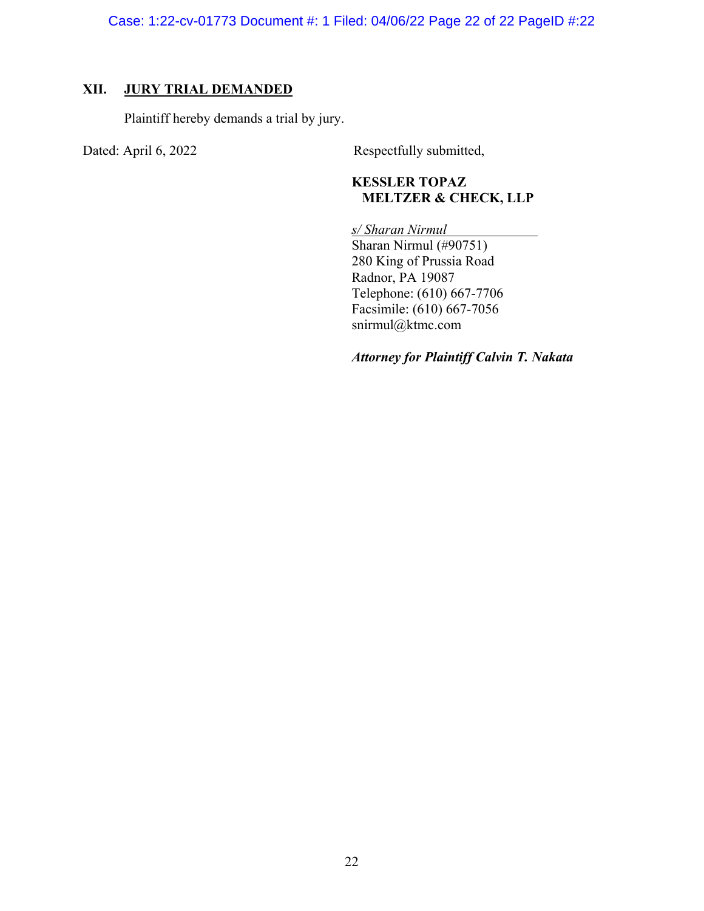## XII. JURY TRIAL DEMANDED

Plaintiff hereby demands a trial by jury.

Dated: April 6, 2022

Respectfully submitted,

**KESSLER TOPAZ MELTZER & CHECK, LLP**

*s/ Sharan Nirmul*
Sharan Nirmul (#90751)
280 King of Prussia Road
Radnor, PA 19087
Telephone: (610) 667-7706
Facsimile: (610) 667-7056
snirmul@ktmc.com

***Attorney for Plaintiff Calvin T. Nakata***